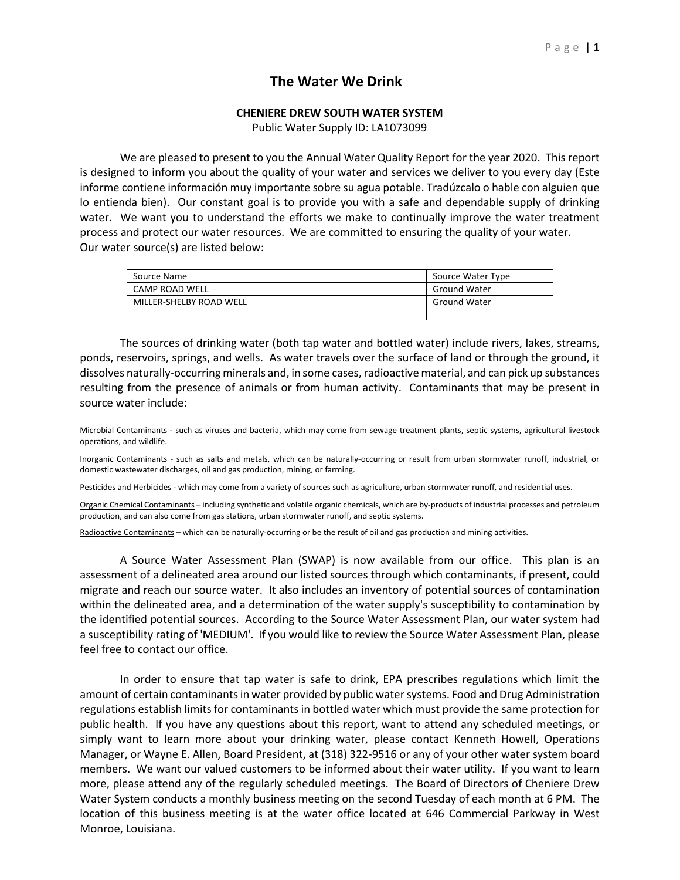# The Water We Drink

**CHENIERE DREW SOUTH WATER SYSTEM**

Public Water Supply ID: LA1073099

We are pleased to present to you the Annual Water Quality Report for the year 2020. This report is designed to inform you about the quality of your water and services we deliver to you every day (Este informe contiene información muy importante sobre su agua potable. Tradúzcalo o hable con alguien que lo entienda bien). Our constant goal is to provide you with a safe and dependable supply of drinking water. We want you to understand the efforts we make to continually improve the water treatment process and protect our water resources. We are committed to ensuring the quality of your water.
Our water source(s) are listed below:

| Source Name | Source Water Type |
|---|---|
| CAMP ROAD WELL | Ground Water |
| MILLER-SHELBY ROAD WELL | Ground Water |

The sources of drinking water (both tap water and bottled water) include rivers, lakes, streams, ponds, reservoirs, springs, and wells. As water travels over the surface of land or through the ground, it dissolves naturally-occurring minerals and, in some cases, radioactive material, and can pick up substances resulting from the presence of animals or from human activity. Contaminants that may be present in source water include:

Microbial Contaminants - such as viruses and bacteria, which may come from sewage treatment plants, septic systems, agricultural livestock operations, and wildlife.

Inorganic Contaminants - such as salts and metals, which can be naturally-occurring or result from urban stormwater runoff, industrial, or domestic wastewater discharges, oil and gas production, mining, or farming.

Pesticides and Herbicides - which may come from a variety of sources such as agriculture, urban stormwater runoff, and residential uses.

Organic Chemical Contaminants – including synthetic and volatile organic chemicals, which are by-products of industrial processes and petroleum production, and can also come from gas stations, urban stormwater runoff, and septic systems.

Radioactive Contaminants – which can be naturally-occurring or be the result of oil and gas production and mining activities.

A Source Water Assessment Plan (SWAP) is now available from our office. This plan is an assessment of a delineated area around our listed sources through which contaminants, if present, could migrate and reach our source water. It also includes an inventory of potential sources of contamination within the delineated area, and a determination of the water supply's susceptibility to contamination by the identified potential sources. According to the Source Water Assessment Plan, our water system had a susceptibility rating of 'MEDIUM'. If you would like to review the Source Water Assessment Plan, please feel free to contact our office.

In order to ensure that tap water is safe to drink, EPA prescribes regulations which limit the amount of certain contaminants in water provided by public water systems. Food and Drug Administration regulations establish limits for contaminants in bottled water which must provide the same protection for public health. If you have any questions about this report, want to attend any scheduled meetings, or simply want to learn more about your drinking water, please contact Kenneth Howell, Operations Manager, or Wayne E. Allen, Board President, at (318) 322-9516 or any of your other water system board members. We want our valued customers to be informed about their water utility. If you want to learn more, please attend any of the regularly scheduled meetings. The Board of Directors of Cheniere Drew Water System conducts a monthly business meeting on the second Tuesday of each month at 6 PM. The location of this business meeting is at the water office located at 646 Commercial Parkway in West Monroe, Louisiana.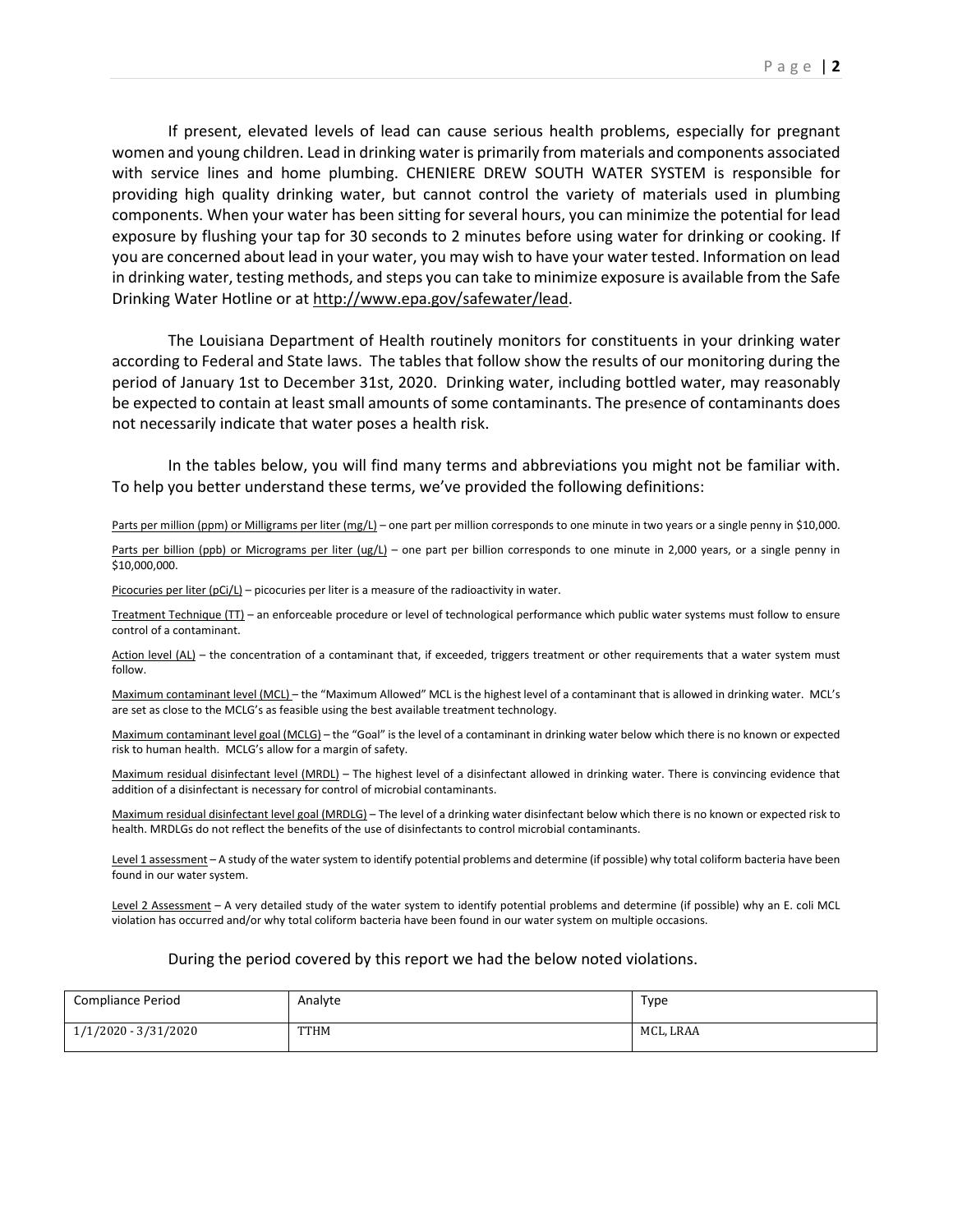If present, elevated levels of lead can cause serious health problems, especially for pregnant women and young children. Lead in drinking water is primarily from materials and components associated with service lines and home plumbing. CHENIERE DREW SOUTH WATER SYSTEM is responsible for providing high quality drinking water, but cannot control the variety of materials used in plumbing components. When your water has been sitting for several hours, you can minimize the potential for lead exposure by flushing your tap for 30 seconds to 2 minutes before using water for drinking or cooking. If you are concerned about lead in your water, you may wish to have your water tested. Information on lead in drinking water, testing methods, and steps you can take to minimize exposure is available from the Safe Drinking Water Hotline or at http://www.epa.gov/safewater/lead.

The Louisiana Department of Health routinely monitors for constituents in your drinking water according to Federal and State laws. The tables that follow show the results of our monitoring during the period of January 1st to December 31st, 2020. Drinking water, including bottled water, may reasonably be expected to contain at least small amounts of some contaminants. The presence of contaminants does not necessarily indicate that water poses a health risk.

In the tables below, you will find many terms and abbreviations you might not be familiar with. To help you better understand these terms, we've provided the following definitions:

Parts per million (ppm) or Milligrams per liter (mg/L) – one part per million corresponds to one minute in two years or a single penny in $10,000.

Parts per billion (ppb) or Micrograms per liter (ug/L) – one part per billion corresponds to one minute in 2,000 years, or a single penny in $10,000,000.

Picocuries per liter (pCi/L) – picocuries per liter is a measure of the radioactivity in water.

Treatment Technique (TT) – an enforceable procedure or level of technological performance which public water systems must follow to ensure control of a contaminant.

Action level (AL) – the concentration of a contaminant that, if exceeded, triggers treatment or other requirements that a water system must follow.

Maximum contaminant level (MCL) – the "Maximum Allowed" MCL is the highest level of a contaminant that is allowed in drinking water. MCL's are set as close to the MCLG's as feasible using the best available treatment technology.

Maximum contaminant level goal (MCLG) – the "Goal" is the level of a contaminant in drinking water below which there is no known or expected risk to human health. MCLG's allow for a margin of safety.

Maximum residual disinfectant level (MRDL) – The highest level of a disinfectant allowed in drinking water. There is convincing evidence that addition of a disinfectant is necessary for control of microbial contaminants.

Maximum residual disinfectant level goal (MRDLG) – The level of a drinking water disinfectant below which there is no known or expected risk to health. MRDLGs do not reflect the benefits of the use of disinfectants to control microbial contaminants.

Level 1 assessment – A study of the water system to identify potential problems and determine (if possible) why total coliform bacteria have been found in our water system.

Level 2 Assessment – A very detailed study of the water system to identify potential problems and determine (if possible) why an E. coli MCL violation has occurred and/or why total coliform bacteria have been found in our water system on multiple occasions.

During the period covered by this report we had the below noted violations.

| Compliance Period | Analyte | Type |
|---|---|---|
| 1/1/2020 - 3/31/2020 | TTHM | MCL, LRAA |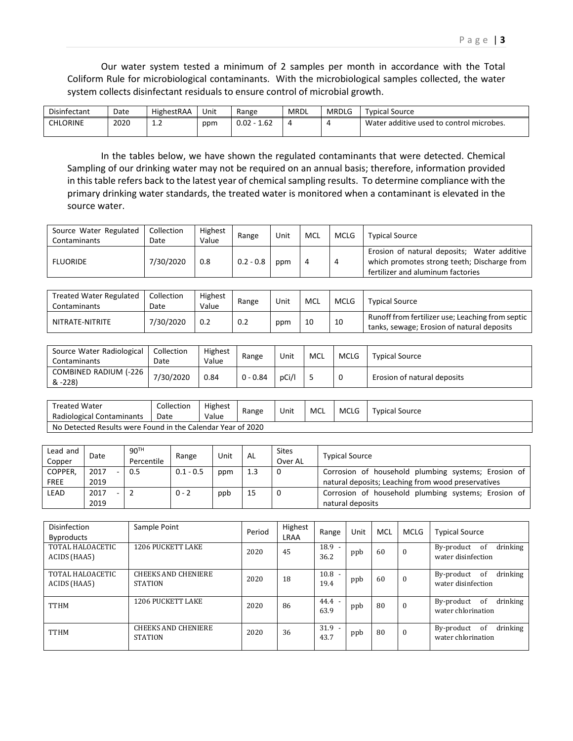Our water system tested a minimum of 2 samples per month in accordance with the Total Coliform Rule for microbiological contaminants. With the microbiological samples collected, the water system collects disinfectant residuals to ensure control of microbial growth.

| Disinfectant | Date | HighestRAA | Unit | Range | MRDL | MRDLG | Typical Source |
|---|---|---|---|---|---|---|---|
| CHLORINE | 2020 | 1.2 | ppm | 0.02 - 1.62 | 4 | 4 | Water additive used to control microbes. |

In the tables below, we have shown the regulated contaminants that were detected. Chemical Sampling of our drinking water may not be required on an annual basis; therefore, information provided in this table refers back to the latest year of chemical sampling results. To determine compliance with the primary drinking water standards, the treated water is monitored when a contaminant is elevated in the source water.

| Source Water Regulated Contaminants | Collection Date | Highest Value | Range | Unit | MCL | MCLG | Typical Source |
|---|---|---|---|---|---|---|---|
| FLUORIDE | 7/30/2020 | 0.8 | 0.2 - 0.8 | ppm | 4 | 4 | Erosion of natural deposits; Water additive which promotes strong teeth; Discharge from fertilizer and aluminum factories |

| Treated Water Regulated Contaminants | Collection Date | Highest Value | Range | Unit | MCL | MCLG | Typical Source |
|---|---|---|---|---|---|---|---|
| NITRATE-NITRITE | 7/30/2020 | 0.2 | 0.2 | ppm | 10 | 10 | Runoff from fertilizer use; Leaching from septic tanks, sewage; Erosion of natural deposits |

| Source Water Radiological Contaminants | Collection Date | Highest Value | Range | Unit | MCL | MCLG | Typical Source |
|---|---|---|---|---|---|---|---|
| COMBINED RADIUM (-226 & -228) | 7/30/2020 | 0.84 | 0 - 0.84 | pCi/l | 5 | 0 | Erosion of natural deposits |

| Treated Water Radiological Contaminants | Collection Date | Highest Value | Range | Unit | MCL | MCLG | Typical Source |
|---|---|---|---|---|---|---|---|
| No Detected Results were Found in the Calendar Year of 2020 | | | | | | | |

| Lead and Copper | Date | 90TH Percentile | Range | Unit | AL | Sites Over AL | Typical Source |
|---|---|---|---|---|---|---|---|
| COPPER, FREE | 2017 - 2019 | 0.5 | 0.1 - 0.5 | ppm | 1.3 | 0 | Corrosion of household plumbing systems; Erosion of natural deposits; Leaching from wood preservatives |
| LEAD | 2017 - 2019 | 2 | 0 - 2 | ppb | 15 | 0 | Corrosion of household plumbing systems; Erosion of natural deposits |

| Disinfection Byproducts | Sample Point | Period | Highest LRAA | Range | Unit | MCL | MCLG | Typical Source |
|---|---|---|---|---|---|---|---|---|
| TOTAL HALOACETIC ACIDS (HAA5) | 1206 PUCKETT LAKE | 2020 | 45 | 18.9 - 36.2 | ppb | 60 | 0 | By-product of drinking water disinfection |
| TOTAL HALOACETIC ACIDS (HAA5) | CHEEKS AND CHENIERE STATION | 2020 | 18 | 10.8 - 19.4 | ppb | 60 | 0 | By-product of drinking water disinfection |
| TTHM | 1206 PUCKETT LAKE | 2020 | 86 | 44.4 - 63.9 | ppb | 80 | 0 | By-product of drinking water chlorination |
| TTHM | CHEEKS AND CHENIERE STATION | 2020 | 36 | 31.9 - 43.7 | ppb | 80 | 0 | By-product of drinking water chlorination |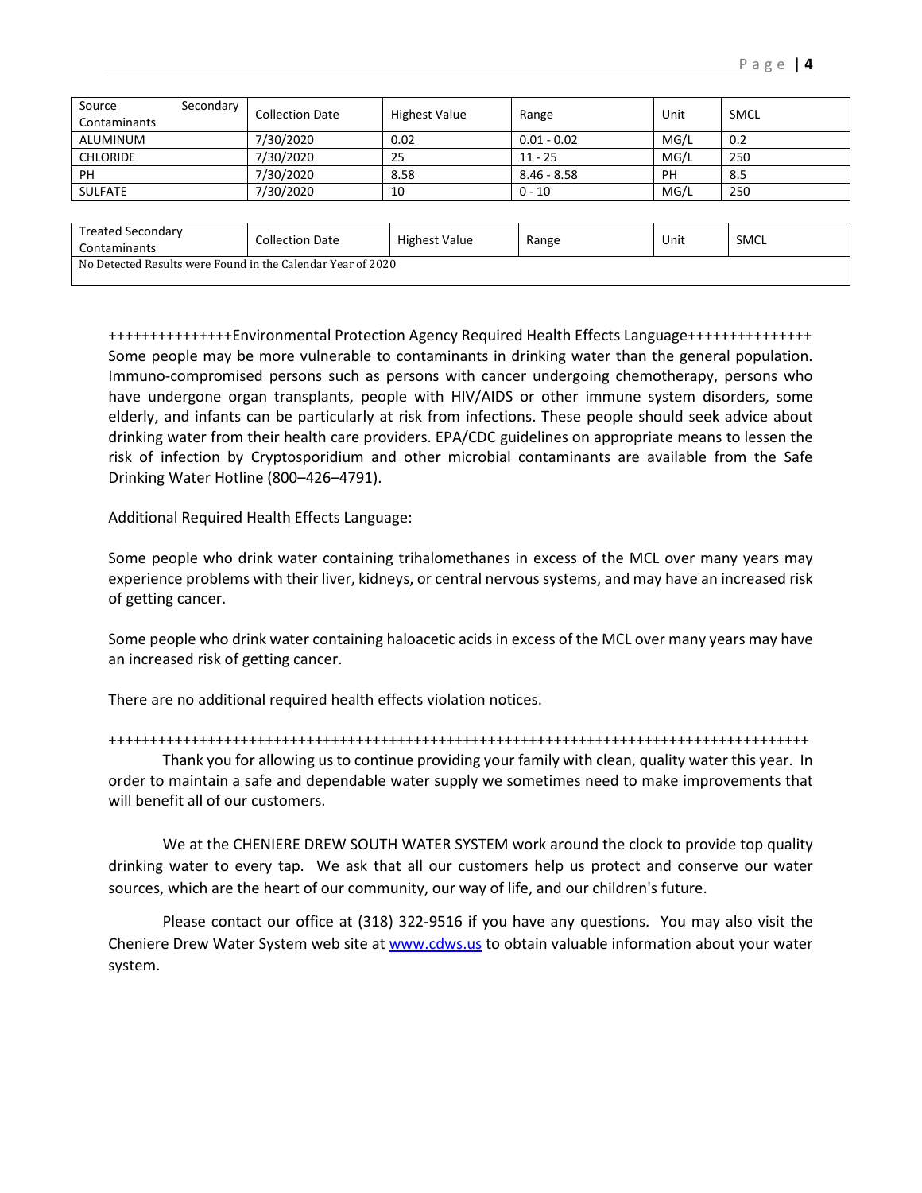| Source Secondary Contaminants | Collection Date | Highest Value | Range | Unit | SMCL |
|---|---|---|---|---|---|
| ALUMINUM | 7/30/2020 | 0.02 | 0.01 - 0.02 | MG/L | 0.2 |
| CHLORIDE | 7/30/2020 | 25 | 11 - 25 | MG/L | 250 |
| PH | 7/30/2020 | 8.58 | 8.46 - 8.58 | PH | 8.5 |
| SULFATE | 7/30/2020 | 10 | 0 - 10 | MG/L | 250 |

| Treated Secondary Contaminants | Collection Date | Highest Value | Range | Unit | SMCL |
|---|---|---|---|---|---|
| No Detected Results were Found in the Calendar Year of 2020 | | | | | |

+++++++++++++++Environmental Protection Agency Required Health Effects Language+++++++++++++++
Some people may be more vulnerable to contaminants in drinking water than the general population. Immuno-compromised persons such as persons with cancer undergoing chemotherapy, persons who have undergone organ transplants, people with HIV/AIDS or other immune system disorders, some elderly, and infants can be particularly at risk from infections. These people should seek advice about drinking water from their health care providers. EPA/CDC guidelines on appropriate means to lessen the risk of infection by Cryptosporidium and other microbial contaminants are available from the Safe Drinking Water Hotline (800–426–4791).

Additional Required Health Effects Language:

Some people who drink water containing trihalomethanes in excess of the MCL over many years may experience problems with their liver, kidneys, or central nervous systems, and may have an increased risk of getting cancer.

Some people who drink water containing haloacetic acids in excess of the MCL over many years may have an increased risk of getting cancer.

There are no additional required health effects violation notices.

++++++++++++++++++++++++++++++++++++++++++++++++++++++++++++++++++++++++++++++++++++++++++++

Thank you for allowing us to continue providing your family with clean, quality water this year. In order to maintain a safe and dependable water supply we sometimes need to make improvements that will benefit all of our customers.

We at the CHENIERE DREW SOUTH WATER SYSTEM work around the clock to provide top quality drinking water to every tap. We ask that all our customers help us protect and conserve our water sources, which are the heart of our community, our way of life, and our children's future.

Please contact our office at (318) 322-9516 if you have any questions. You may also visit the Cheniere Drew Water System web site at www.cdws.us to obtain valuable information about your water system.